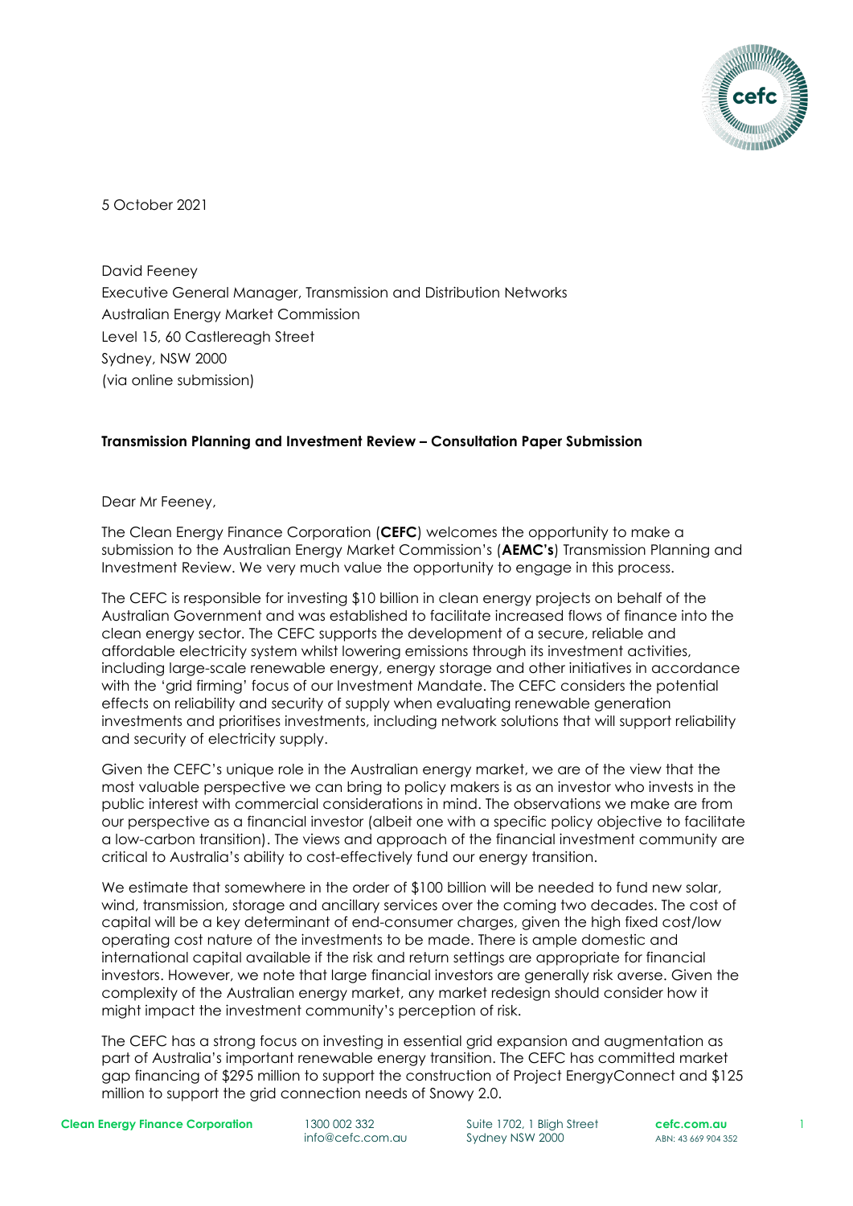5 October 2021

David Feeney
Executive General Manager, Transmission and Distribution Networks
Australian Energy Market Commission
Level 15, 60 Castlereagh Street
Sydney, NSW 2000
(via online submission)

**Transmission Planning and Investment Review – Consultation Paper Submission**

Dear Mr Feeney,

The Clean Energy Finance Corporation (**CEFC**) welcomes the opportunity to make a submission to the Australian Energy Market Commission's (**AEMC's**) Transmission Planning and Investment Review. We very much value the opportunity to engage in this process.

The CEFC is responsible for investing $10 billion in clean energy projects on behalf of the Australian Government and was established to facilitate increased flows of finance into the clean energy sector. The CEFC supports the development of a secure, reliable and affordable electricity system whilst lowering emissions through its investment activities, including large-scale renewable energy, energy storage and other initiatives in accordance with the 'grid firming' focus of our Investment Mandate. The CEFC considers the potential effects on reliability and security of supply when evaluating renewable generation investments and prioritises investments, including network solutions that will support reliability and security of electricity supply.

Given the CEFC's unique role in the Australian energy market, we are of the view that the most valuable perspective we can bring to policy makers is as an investor who invests in the public interest with commercial considerations in mind. The observations we make are from our perspective as a financial investor (albeit one with a specific policy objective to facilitate a low-carbon transition). The views and approach of the financial investment community are critical to Australia's ability to cost-effectively fund our energy transition.

We estimate that somewhere in the order of $100 billion will be needed to fund new solar, wind, transmission, storage and ancillary services over the coming two decades. The cost of capital will be a key determinant of end-consumer charges, given the high fixed cost/low operating cost nature of the investments to be made. There is ample domestic and international capital available if the risk and return settings are appropriate for financial investors. However, we note that large financial investors are generally risk averse. Given the complexity of the Australian energy market, any market redesign should consider how it might impact the investment community's perception of risk.

The CEFC has a strong focus on investing in essential grid expansion and augmentation as part of Australia's important renewable energy transition. The CEFC has committed market gap financing of $295 million to support the construction of Project EnergyConnect and $125 million to support the grid connection needs of Snowy 2.0.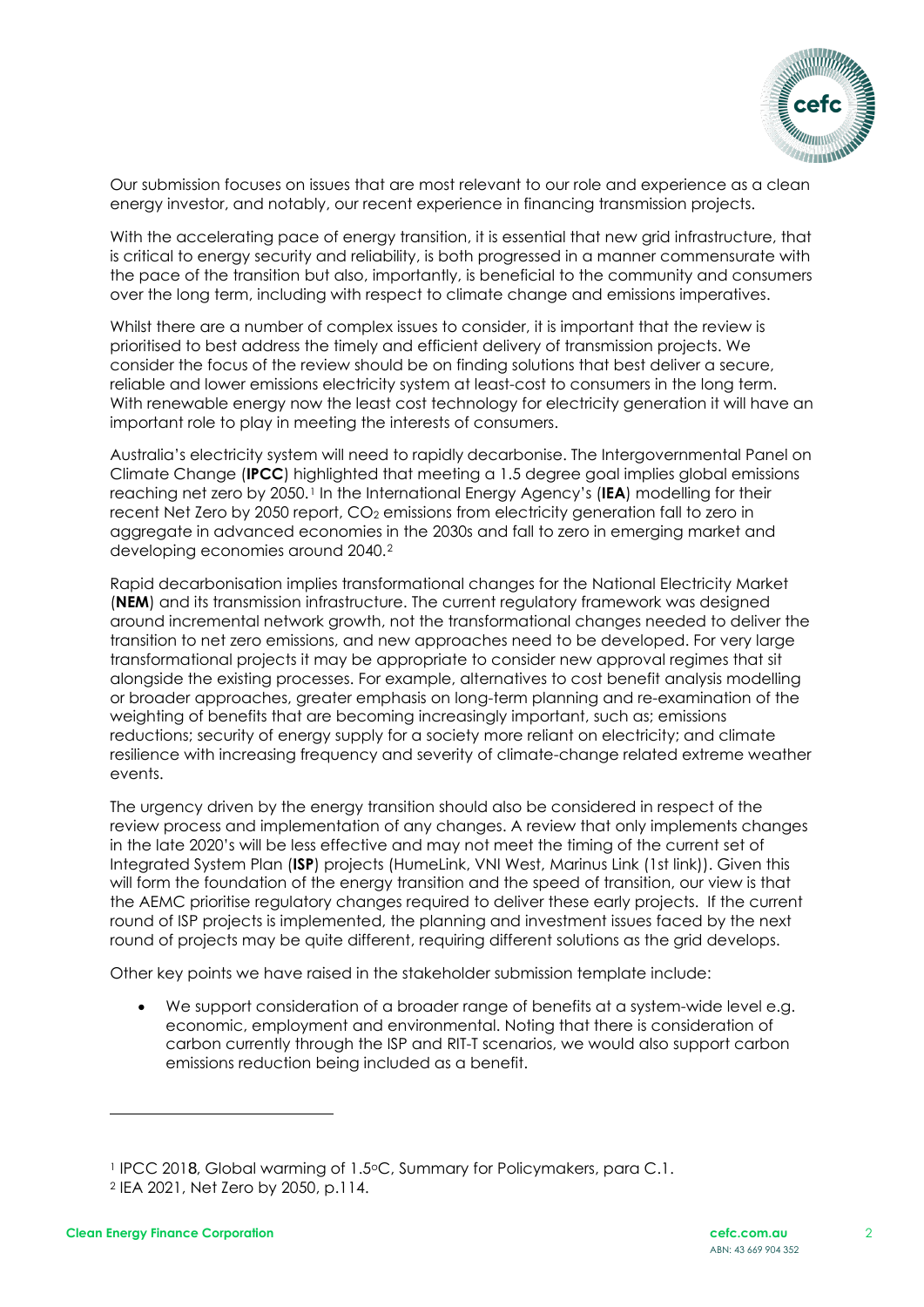Our submission focuses on issues that are most relevant to our role and experience as a clean energy investor, and notably, our recent experience in financing transmission projects.

With the accelerating pace of energy transition, it is essential that new grid infrastructure, that is critical to energy security and reliability, is both progressed in a manner commensurate with the pace of the transition but also, importantly, is beneficial to the community and consumers over the long term, including with respect to climate change and emissions imperatives.

Whilst there are a number of complex issues to consider, it is important that the review is prioritised to best address the timely and efficient delivery of transmission projects. We consider the focus of the review should be on finding solutions that best deliver a secure, reliable and lower emissions electricity system at least-cost to consumers in the long term. With renewable energy now the least cost technology for electricity generation it will have an important role to play in meeting the interests of consumers.

Australia's electricity system will need to rapidly decarbonise. The Intergovernmental Panel on Climate Change (**IPCC**) highlighted that meeting a 1.5 degree goal implies global emissions reaching net zero by 2050.[1] In the International Energy Agency's (**IEA**) modelling for their recent Net Zero by 2050 report, $CO_2$ emissions from electricity generation fall to zero in aggregate in advanced economies in the 2030s and fall to zero in emerging market and developing economies around 2040.[2]

Rapid decarbonisation implies transformational changes for the National Electricity Market (**NEM**) and its transmission infrastructure. The current regulatory framework was designed around incremental network growth, not the transformational changes needed to deliver the transition to net zero emissions, and new approaches need to be developed. For very large transformational projects it may be appropriate to consider new approval regimes that sit alongside the existing processes. For example, alternatives to cost benefit analysis modelling or broader approaches, greater emphasis on long-term planning and re-examination of the weighting of benefits that are becoming increasingly important, such as; emissions reductions; security of energy supply for a society more reliant on electricity; and climate resilience with increasing frequency and severity of climate-change related extreme weather events.

The urgency driven by the energy transition should also be considered in respect of the review process and implementation of any changes. A review that only implements changes in the late 2020's will be less effective and may not meet the timing of the current set of Integrated System Plan (**ISP**) projects (HumeLink, VNI West, Marinus Link (1st link)). Given this will form the foundation of the energy transition and the speed of transition, our view is that the AEMC prioritise regulatory changes required to deliver these early projects. If the current round of ISP projects is implemented, the planning and investment issues faced by the next round of projects may be quite different, requiring different solutions as the grid develops.

Other key points we have raised in the stakeholder submission template include:

- We support consideration of a broader range of benefits at a system-wide level e.g. economic, employment and environmental. Noting that there is consideration of carbon currently through the ISP and RIT-T scenarios, we would also support carbon emissions reduction being included as a benefit.

---

[1] IPCC 2018, Global warming of 1.5°C, Summary for Policymakers, para C.1.

[2] IEA 2021, Net Zero by 2050, p.114.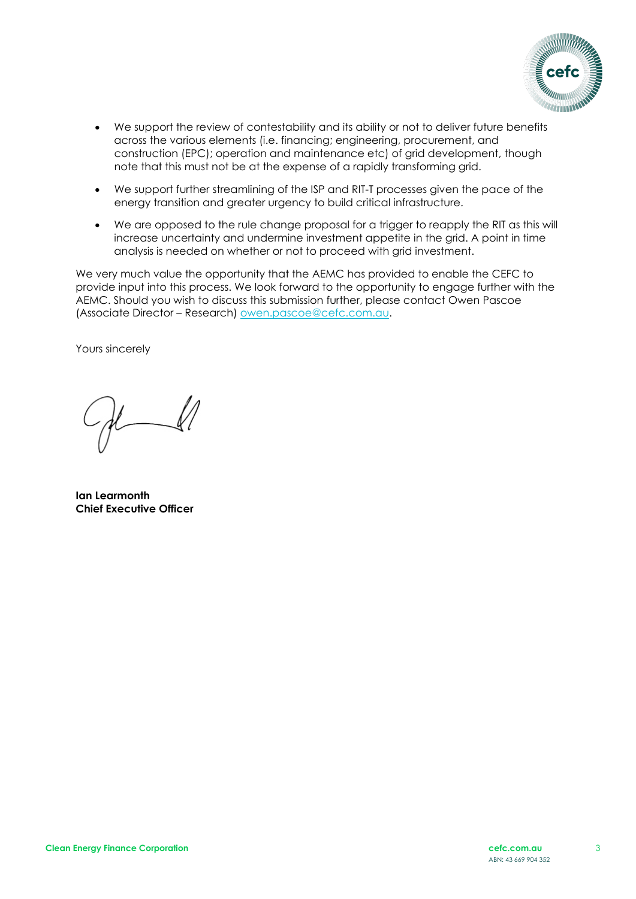- We support the review of contestability and its ability or not to deliver future benefits across the various elements (i.e. financing; engineering, procurement, and construction (EPC); operation and maintenance etc) of grid development, though note that this must not be at the expense of a rapidly transforming grid.
- We support further streamlining of the ISP and RIT-T processes given the pace of the energy transition and greater urgency to build critical infrastructure.
- We are opposed to the rule change proposal for a trigger to reapply the RIT as this will increase uncertainty and undermine investment appetite in the grid. A point in time analysis is needed on whether or not to proceed with grid investment.

We very much value the opportunity that the AEMC has provided to enable the CEFC to provide input into this process. We look forward to the opportunity to engage further with the AEMC. Should you wish to discuss this submission further, please contact Owen Pascoe (Associate Director – Research) owen.pascoe@cefc.com.au.

Yours sincerely

**Ian Learmonth**
**Chief Executive Officer**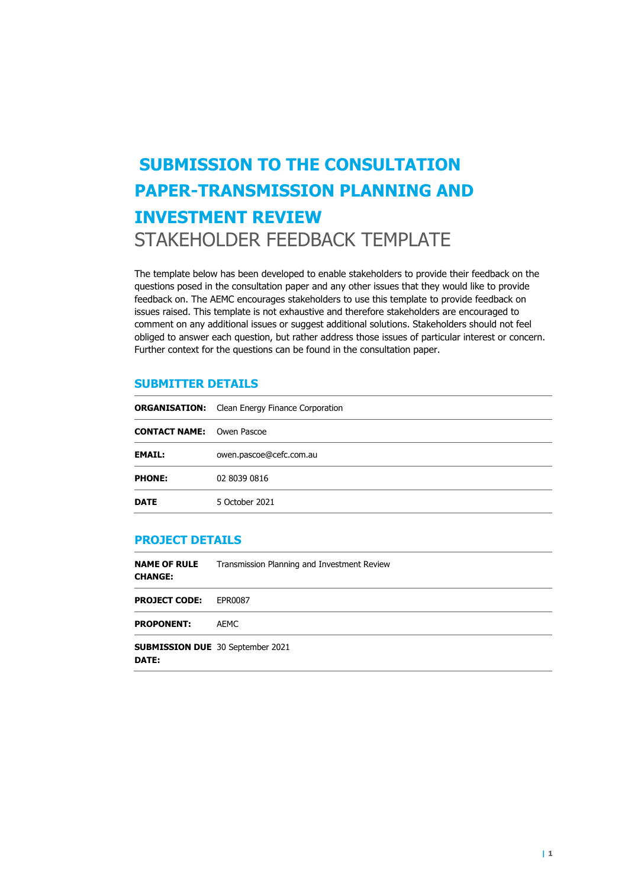# SUBMISSION TO THE CONSULTATION PAPER-TRANSMISSION PLANNING AND INVESTMENT REVIEW

STAKEHOLDER FEEDBACK TEMPLATE

The template below has been developed to enable stakeholders to provide their feedback on the questions posed in the consultation paper and any other issues that they would like to provide feedback on. The AEMC encourages stakeholders to use this template to provide feedback on issues raised. This template is not exhaustive and therefore stakeholders are encouraged to comment on any additional issues or suggest additional solutions. Stakeholders should not feel obliged to answer each question, but rather address those issues of particular interest or concern. Further context for the questions can be found in the consultation paper.

## SUBMITTER DETAILS

| | |
|---|---|
| **ORGANISATION:** | Clean Energy Finance Corporation |
| **CONTACT NAME:** | Owen Pascoe |
| **EMAIL:** | owen.pascoe@cefc.com.au |
| **PHONE:** | 02 8039 0816 |
| **DATE** | 5 October 2021 |

## PROJECT DETAILS

| | |
|---|---|
| **NAME OF RULE CHANGE:** | Transmission Planning and Investment Review |
| **PROJECT CODE:** | EPR0087 |
| **PROPONENT:** | AEMC |
| **SUBMISSION DUE DATE:** | 30 September 2021 |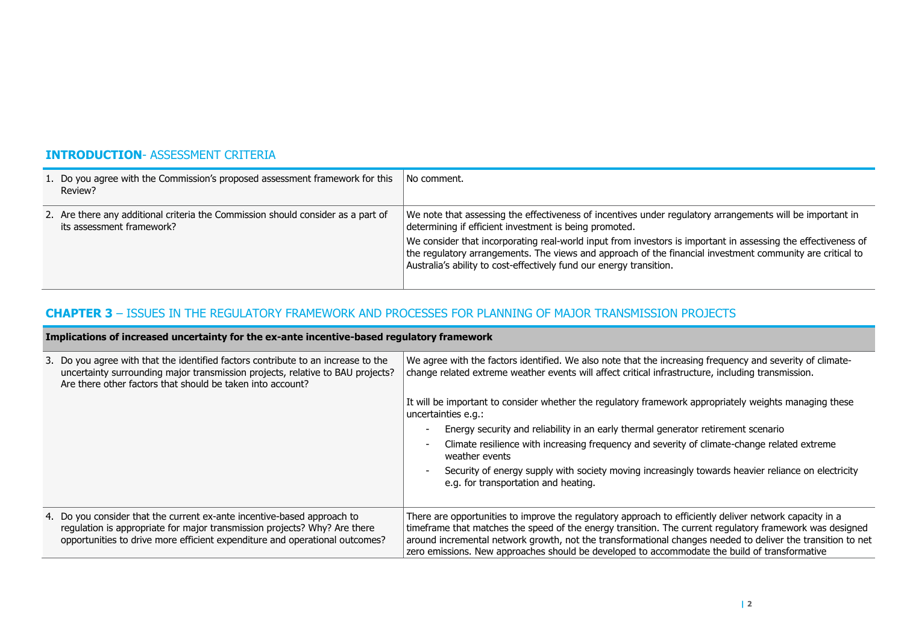## **INTRODUCTION**- ASSESSMENT CRITERIA

| | |
|---|---|
| 1. Do you agree with the Commission's proposed assessment framework for this Review? | No comment. |
| 2. Are there any additional criteria the Commission should consider as a part of its assessment framework? | We note that assessing the effectiveness of incentives under regulatory arrangements will be important in determining if efficient investment is being promoted.<br><br>We consider that incorporating real-world input from investors is important in assessing the effectiveness of the regulatory arrangements. The views and approach of the financial investment community are critical to Australia's ability to cost-effectively fund our energy transition. |

## **CHAPTER 3** – ISSUES IN THE REGULATORY FRAMEWORK AND PROCESSES FOR PLANNING OF MAJOR TRANSMISSION PROJECTS

| **Implications of increased uncertainty for the ex-ante incentive-based regulatory framework** | |
|---|---|
| 3. Do you agree with that the identified factors contribute to an increase to the uncertainty surrounding major transmission projects, relative to BAU projects? Are there other factors that should be taken into account? | We agree with the factors identified. We also note that the increasing frequency and severity of climate-change related extreme weather events will affect critical infrastructure, including transmission.<br><br>It will be important to consider whether the regulatory framework appropriately weights managing these uncertainties e.g.:<br><br>- Energy security and reliability in an early thermal generator retirement scenario<br>- Climate resilience with increasing frequency and severity of climate-change related extreme weather events<br>- Security of energy supply with society moving increasingly towards heavier reliance on electricity e.g. for transportation and heating. |
| 4. Do you consider that the current ex-ante incentive-based approach to regulation is appropriate for major transmission projects? Why? Are there opportunities to drive more efficient expenditure and operational outcomes? | There are opportunities to improve the regulatory approach to efficiently deliver network capacity in a timeframe that matches the speed of the energy transition. The current regulatory framework was designed around incremental network growth, not the transformational changes needed to deliver the transition to net zero emissions. New approaches should be developed to accommodate the build of transformative |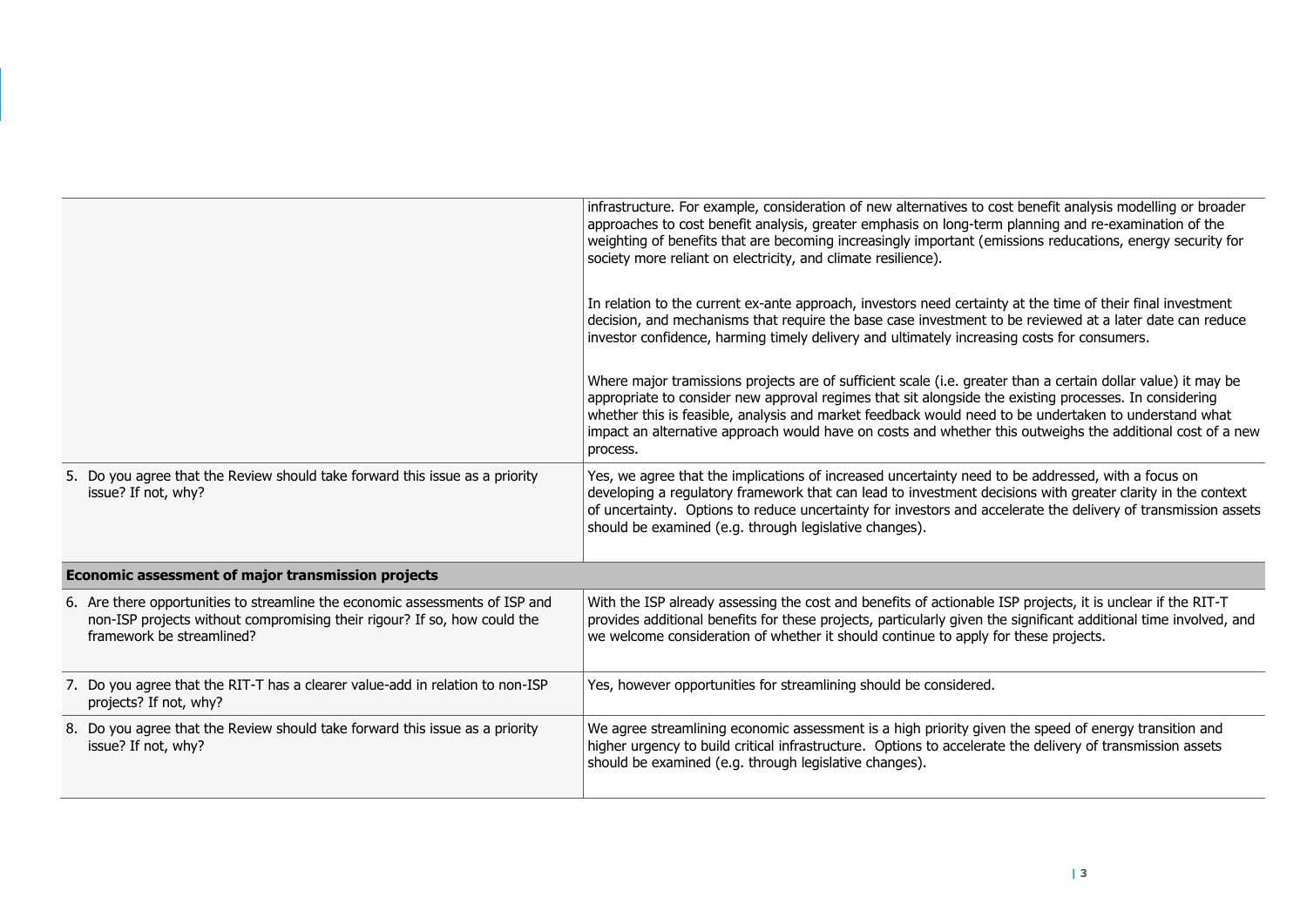| | |
|---|---|
| | infrastructure. For example, consideration of new alternatives to cost benefit analysis modelling or broader approaches to cost benefit analysis, greater emphasis on long-term planning and re-examination of the weighting of benefits that are becoming increasingly important (emissions reducations, energy security for society more reliant on electricity, and climate resilience).<br><br>In relation to the current ex-ante approach, investors need certainty at the time of their final investment decision, and mechanisms that require the base case investment to be reviewed at a later date can reduce investor confidence, harming timely delivery and ultimately increasing costs for consumers.<br><br>Where major tramissions projects are of sufficient scale (i.e. greater than a certain dollar value) it may be appropriate to consider new approval regimes that sit alongside the existing processes. In considering whether this is feasible, analysis and market feedback would need to be undertaken to understand what impact an alternative approach would have on costs and whether this outweighs the additional cost of a new process. |
| 5. Do you agree that the Review should take forward this issue as a priority issue? If not, why? | Yes, we agree that the implications of increased uncertainty need to be addressed, with a focus on developing a regulatory framework that can lead to investment decisions with greater clarity in the context of uncertainty. Options to reduce uncertainty for investors and accelerate the delivery of transmission assets should be examined (e.g. through legislative changes). |
| **Economic assessment of major transmission projects** | |
| 6. Are there opportunities to streamline the economic assessments of ISP and non-ISP projects without compromising their rigour? If so, how could the framework be streamlined? | With the ISP already assessing the cost and benefits of actionable ISP projects, it is unclear if the RIT-T provides additional benefits for these projects, particularly given the significant additional time involved, and we welcome consideration of whether it should continue to apply for these projects. |
| 7. Do you agree that the RIT-T has a clearer value-add in relation to non-ISP projects? If not, why? | Yes, however opportunities for streamlining should be considered. |
| 8. Do you agree that the Review should take forward this issue as a priority issue? If not, why? | We agree streamlining economic assessment is a high priority given the speed of energy transition and higher urgency to build critical infrastructure. Options to accelerate the delivery of transmission assets should be examined (e.g. through legislative changes). |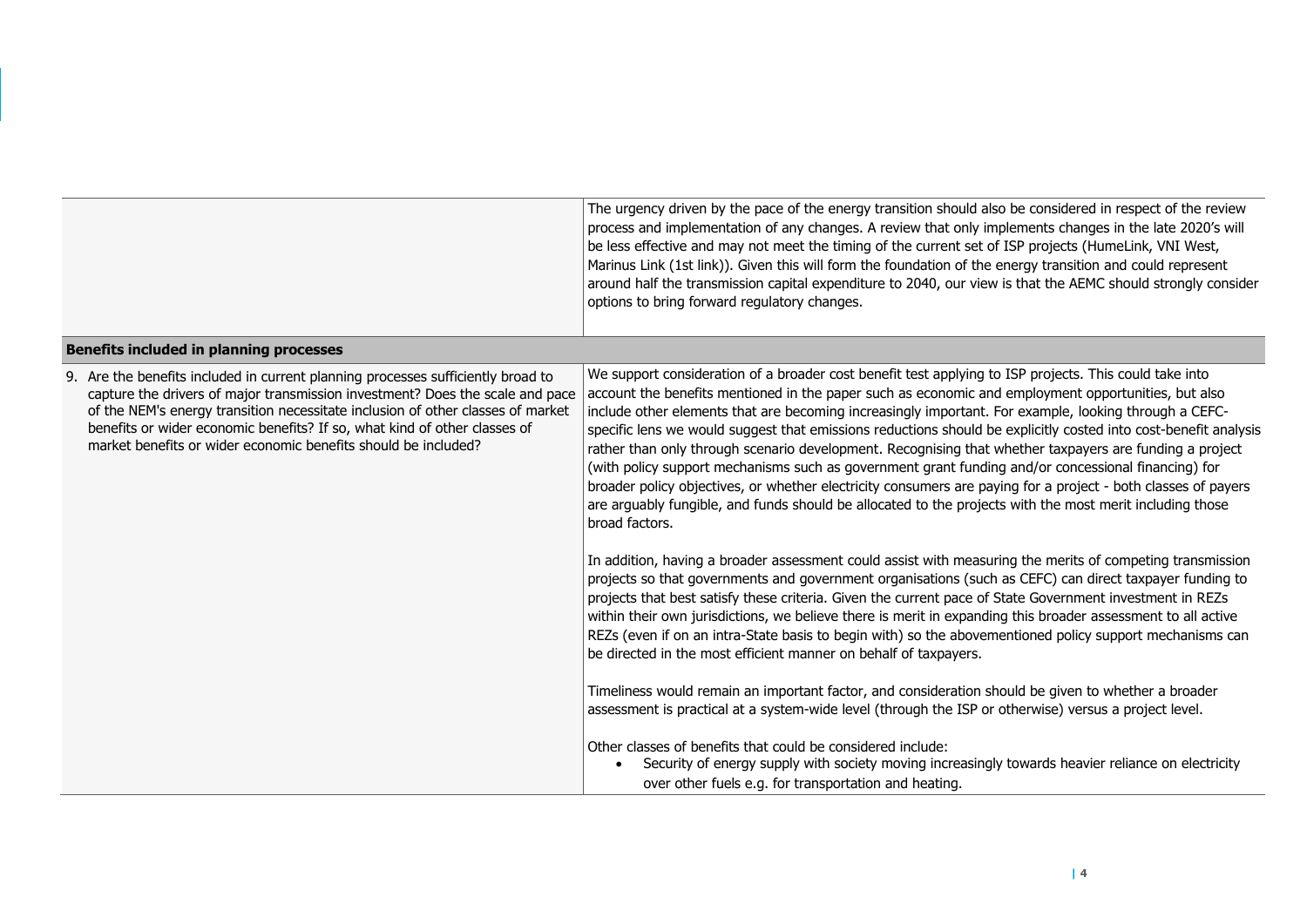| | |
|---|---|
| | The urgency driven by the pace of the energy transition should also be considered in respect of the review process and implementation of any changes. A review that only implements changes in the late 2020's will be less effective and may not meet the timing of the current set of ISP projects (HumeLink, VNI West, Marinus Link (1st link)). Given this will form the foundation of the energy transition and could represent around half the transmission capital expenditure to 2040, our view is that the AEMC should strongly consider options to bring forward regulatory changes. |
| **Benefits included in planning processes** | |
| 9. Are the benefits included in current planning processes sufficiently broad to capture the drivers of major transmission investment? Does the scale and pace of the NEM's energy transition necessitate inclusion of other classes of market benefits or wider economic benefits? If so, what kind of other classes of market benefits or wider economic benefits should be included? | We support consideration of a broader cost benefit test applying to ISP projects. This could take into account the benefits mentioned in the paper such as economic and employment opportunities, but also include other elements that are becoming increasingly important. For example, looking through a CEFC-specific lens we would suggest that emissions reductions should be explicitly costed into cost-benefit analysis rather than only through scenario development. Recognising that whether taxpayers are funding a project (with policy support mechanisms such as government grant funding and/or concessional financing) for broader policy objectives, or whether electricity consumers are paying for a project - both classes of payers are arguably fungible, and funds should be allocated to the projects with the most merit including those broad factors.<br><br>In addition, having a broader assessment could assist with measuring the merits of competing transmission projects so that governments and government organisations (such as CEFC) can direct taxpayer funding to projects that best satisfy these criteria. Given the current pace of State Government investment in REZs within their own jurisdictions, we believe there is merit in expanding this broader assessment to all active REZs (even if on an intra-State basis to begin with) so the abovementioned policy support mechanisms can be directed in the most efficient manner on behalf of taxpayers.<br><br>Timeliness would remain an important factor, and consideration should be given to whether a broader assessment is practical at a system-wide level (through the ISP or otherwise) versus a project level.<br><br>Other classes of benefits that could be considered include:<br>• Security of energy supply with society moving increasingly towards heavier reliance on electricity over other fuels e.g. for transportation and heating. |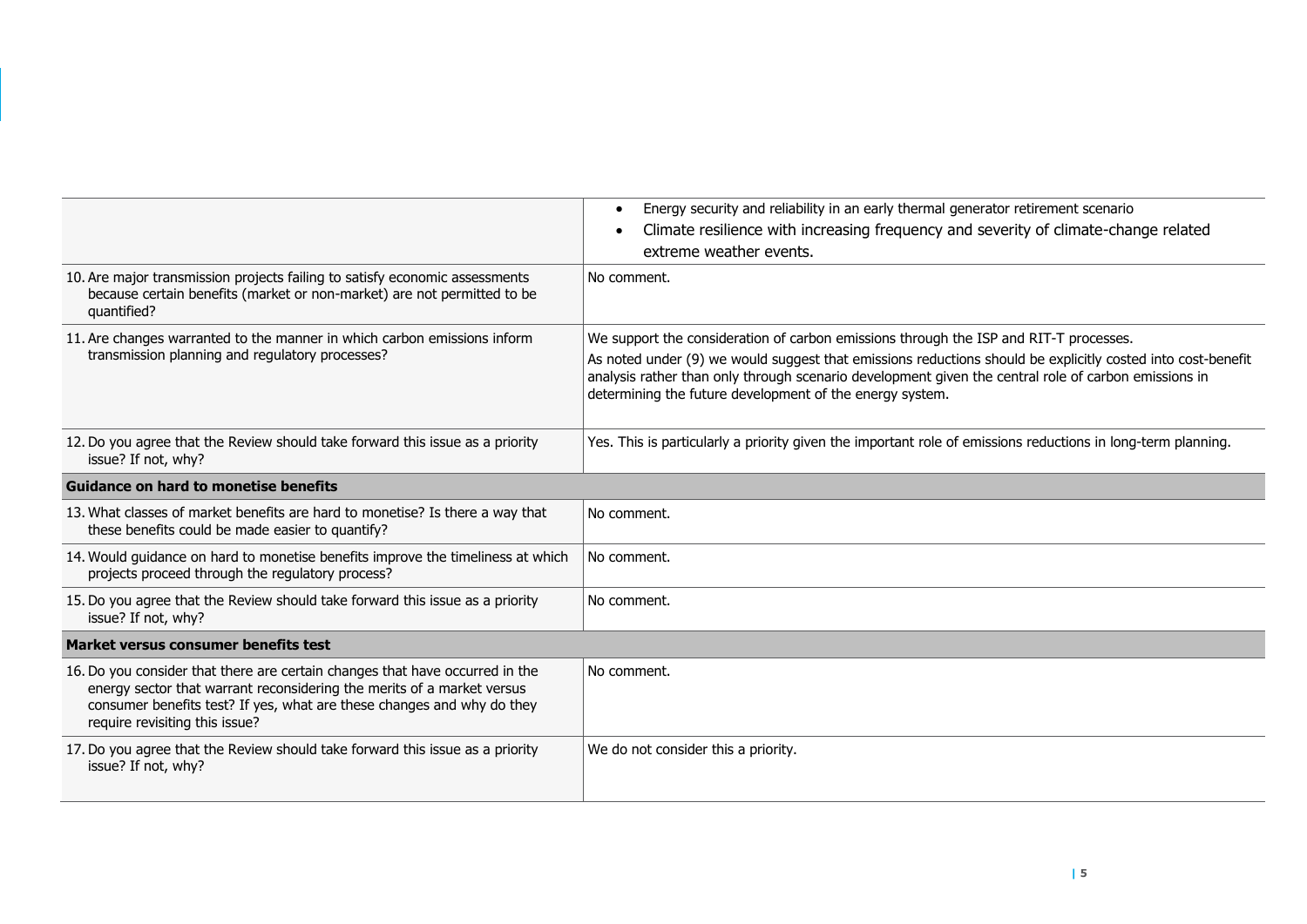| | |
|---|---|
| | • Energy security and reliability in an early thermal generator retirement scenario<br>• Climate resilience with increasing frequency and severity of climate-change related extreme weather events. |
| 10. Are major transmission projects failing to satisfy economic assessments because certain benefits (market or non-market) are not permitted to be quantified? | No comment. |
| 11. Are changes warranted to the manner in which carbon emissions inform transmission planning and regulatory processes? | We support the consideration of carbon emissions through the ISP and RIT-T processes.<br>As noted under (9) we would suggest that emissions reductions should be explicitly costed into cost-benefit analysis rather than only through scenario development given the central role of carbon emissions in determining the future development of the energy system. |
| 12. Do you agree that the Review should take forward this issue as a priority issue? If not, why? | Yes. This is particularly a priority given the important role of emissions reductions in long-term planning. |
| **Guidance on hard to monetise benefits** | |
| 13. What classes of market benefits are hard to monetise? Is there a way that these benefits could be made easier to quantify? | No comment. |
| 14. Would guidance on hard to monetise benefits improve the timeliness at which projects proceed through the regulatory process? | No comment. |
| 15. Do you agree that the Review should take forward this issue as a priority issue? If not, why? | No comment. |
| **Market versus consumer benefits test** | |
| 16. Do you consider that there are certain changes that have occurred in the energy sector that warrant reconsidering the merits of a market versus consumer benefits test? If yes, what are these changes and why do they require revisiting this issue? | No comment. |
| 17. Do you agree that the Review should take forward this issue as a priority issue? If not, why? | We do not consider this a priority. |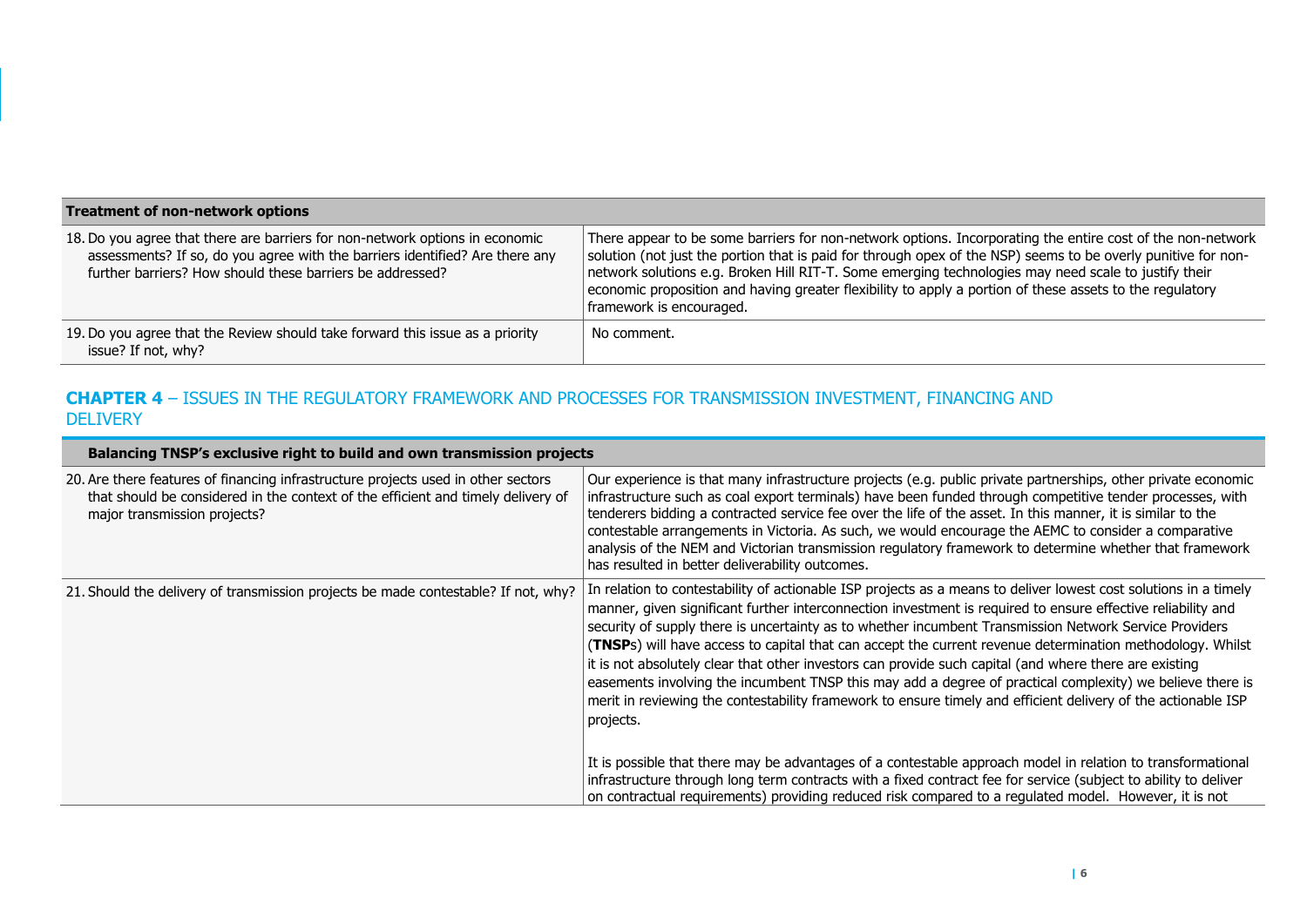| Treatment of non-network options | |
|---|---|
| 18. Do you agree that there are barriers for non-network options in economic assessments? If so, do you agree with the barriers identified? Are there any further barriers? How should these barriers be addressed? | There appear to be some barriers for non-network options. Incorporating the entire cost of the non-network solution (not just the portion that is paid for through opex of the NSP) seems to be overly punitive for non-network solutions e.g. Broken Hill RIT-T. Some emerging technologies may need scale to justify their economic proposition and having greater flexibility to apply a portion of these assets to the regulatory framework is encouraged. |
| 19. Do you agree that the Review should take forward this issue as a priority issue? If not, why? | No comment. |

## **CHAPTER 4** – ISSUES IN THE REGULATORY FRAMEWORK AND PROCESSES FOR TRANSMISSION INVESTMENT, FINANCING AND DELIVERY

| Balancing TNSP's exclusive right to build and own transmission projects | |
|---|---|
| 20. Are there features of financing infrastructure projects used in other sectors that should be considered in the context of the efficient and timely delivery of major transmission projects? | Our experience is that many infrastructure projects (e.g. public private partnerships, other private economic infrastructure such as coal export terminals) have been funded through competitive tender processes, with tenderers bidding a contracted service fee over the life of the asset. In this manner, it is similar to the contestable arrangements in Victoria. As such, we would encourage the AEMC to consider a comparative analysis of the NEM and Victorian transmission regulatory framework to determine whether that framework has resulted in better deliverability outcomes. |
| 21. Should the delivery of transmission projects be made contestable? If not, why? | In relation to contestability of actionable ISP projects as a means to deliver lowest cost solutions in a timely manner, given significant further interconnection investment is required to ensure effective reliability and security of supply there is uncertainty as to whether incumbent Transmission Network Service Providers (**TNSP**s) will have access to capital that can accept the current revenue determination methodology. Whilst it is not absolutely clear that other investors can provide such capital (and where there are existing easements involving the incumbent TNSP this may add a degree of practical complexity) we believe there is merit in reviewing the contestability framework to ensure timely and efficient delivery of the actionable ISP projects.<br><br>It is possible that there may be advantages of a contestable approach model in relation to transformational infrastructure through long term contracts with a fixed contract fee for service (subject to ability to deliver on contractual requirements) providing reduced risk compared to a regulated model. However, it is not |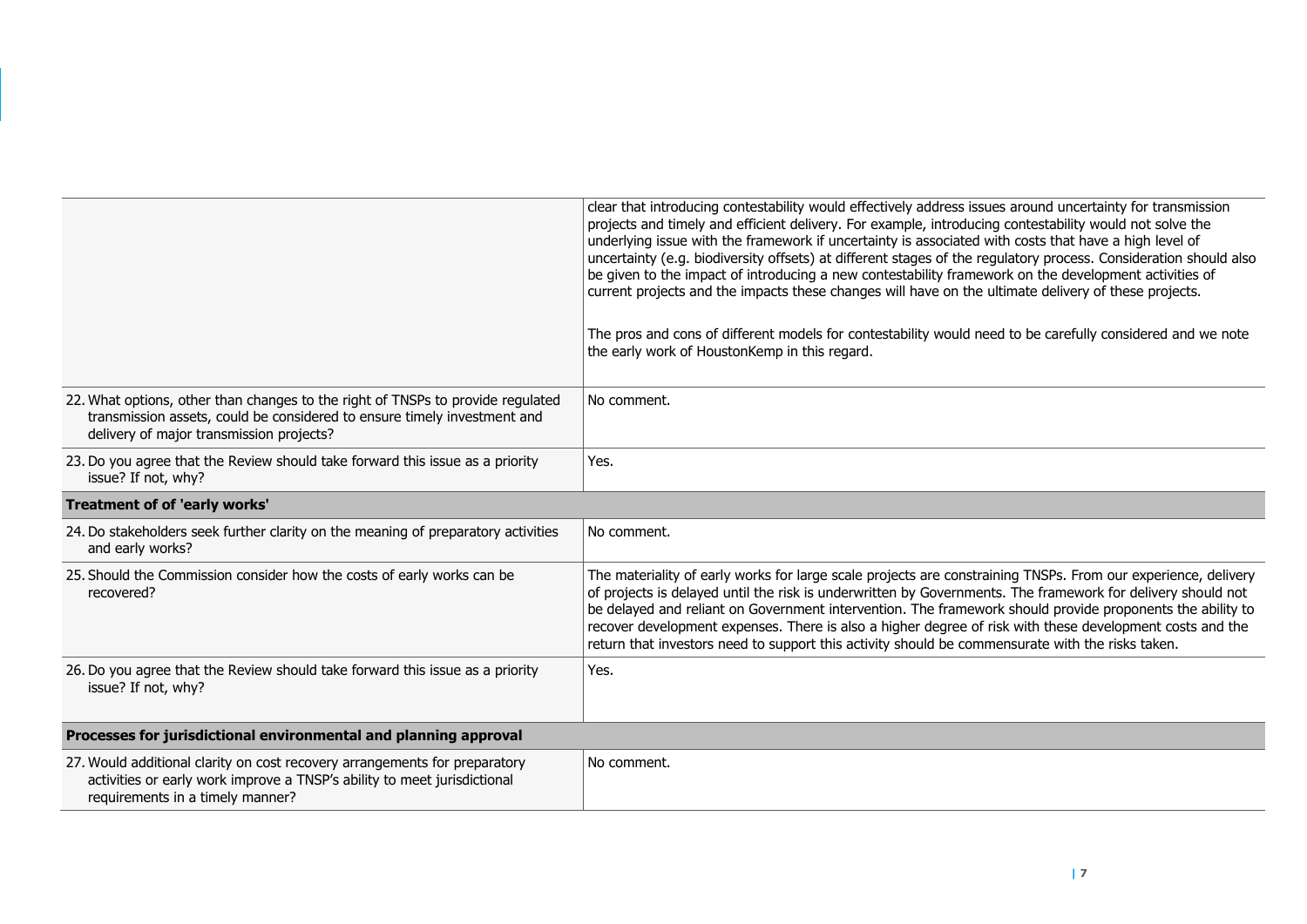| | |
|---|---|
| | clear that introducing contestability would effectively address issues around uncertainty for transmission projects and timely and efficient delivery. For example, introducing contestability would not solve the underlying issue with the framework if uncertainty is associated with costs that have a high level of uncertainty (e.g. biodiversity offsets) at different stages of the regulatory process. Consideration should also be given to the impact of introducing a new contestability framework on the development activities of current projects and the impacts these changes will have on the ultimate delivery of these projects.<br><br>The pros and cons of different models for contestability would need to be carefully considered and we note the early work of HoustonKemp in this regard. |
| 22. What options, other than changes to the right of TNSPs to provide regulated transmission assets, could be considered to ensure timely investment and delivery of major transmission projects? | No comment. |
| 23. Do you agree that the Review should take forward this issue as a priority issue? If not, why? | Yes. |
| **Treatment of of 'early works'** | |
| 24. Do stakeholders seek further clarity on the meaning of preparatory activities and early works? | No comment. |
| 25. Should the Commission consider how the costs of early works can be recovered? | The materiality of early works for large scale projects are constraining TNSPs. From our experience, delivery of projects is delayed until the risk is underwritten by Governments. The framework for delivery should not be delayed and reliant on Government intervention. The framework should provide proponents the ability to recover development expenses. There is also a higher degree of risk with these development costs and the return that investors need to support this activity should be commensurate with the risks taken. |
| 26. Do you agree that the Review should take forward this issue as a priority issue? If not, why? | Yes. |
| **Processes for jurisdictional environmental and planning approval** | |
| 27. Would additional clarity on cost recovery arrangements for preparatory activities or early work improve a TNSP's ability to meet jurisdictional requirements in a timely manner? | No comment. |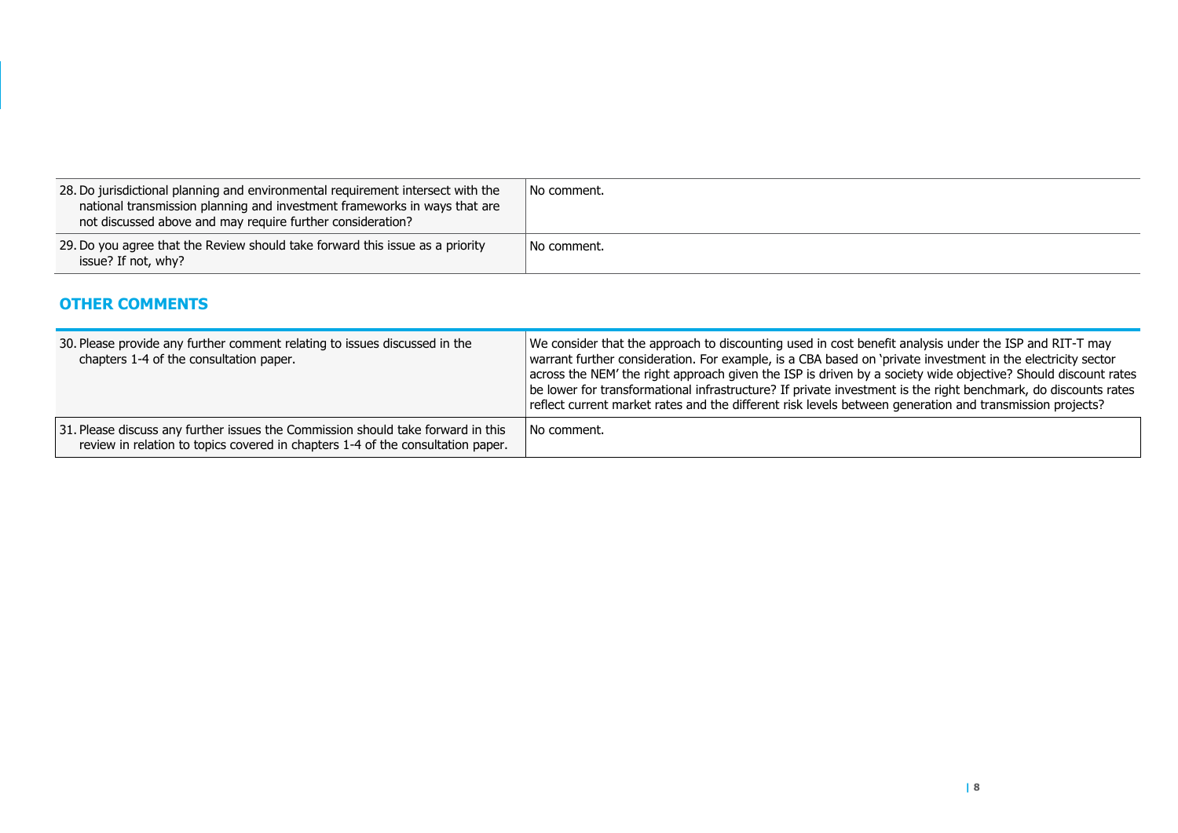| | |
|---|---|
| 28. Do jurisdictional planning and environmental requirement intersect with the national transmission planning and investment frameworks in ways that are not discussed above and may require further consideration? | No comment. |
| 29. Do you agree that the Review should take forward this issue as a priority issue? If not, why? | No comment. |

## OTHER COMMENTS

| | |
|---|---|
| 30. Please provide any further comment relating to issues discussed in the chapters 1-4 of the consultation paper. | We consider that the approach to discounting used in cost benefit analysis under the ISP and RIT-T may warrant further consideration. For example, is a CBA based on 'private investment in the electricity sector across the NEM' the right approach given the ISP is driven by a society wide objective? Should discount rates be lower for transformational infrastructure? If private investment is the right benchmark, do discounts rates reflect current market rates and the different risk levels between generation and transmission projects? |
| 31. Please discuss any further issues the Commission should take forward in this review in relation to topics covered in chapters 1-4 of the consultation paper. | No comment. |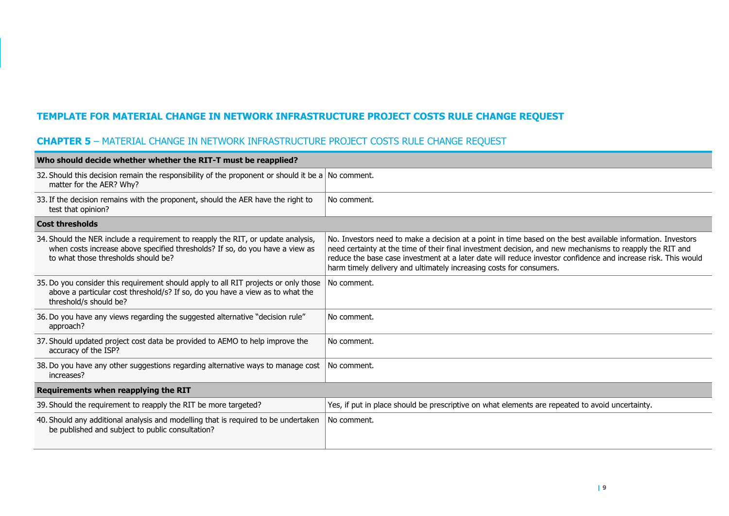## TEMPLATE FOR MATERIAL CHANGE IN NETWORK INFRASTRUCTURE PROJECT COSTS RULE CHANGE REQUEST

### **CHAPTER 5** – MATERIAL CHANGE IN NETWORK INFRASTRUCTURE PROJECT COSTS RULE CHANGE REQUEST

| **Who should decide whether whether the RIT-T must be reapplied?** | |
|---|---|
| 32. Should this decision remain the responsibility of the proponent or should it be a matter for the AER? Why? | No comment. |
| 33. If the decision remains with the proponent, should the AER have the right to test that opinion? | No comment. |
| **Cost thresholds** | |
| 34. Should the NER include a requirement to reapply the RIT, or update analysis, when costs increase above specified thresholds? If so, do you have a view as to what those thresholds should be? | No. Investors need to make a decision at a point in time based on the best available information. Investors need certainty at the time of their final investment decision, and new mechanisms to reapply the RIT and reduce the base case investment at a later date will reduce investor confidence and increase risk. This would harm timely delivery and ultimately increasing costs for consumers. |
| 35. Do you consider this requirement should apply to all RIT projects or only those above a particular cost threshold/s? If so, do you have a view as to what the threshold/s should be? | No comment. |
| 36. Do you have any views regarding the suggested alternative "decision rule" approach? | No comment. |
| 37. Should updated project cost data be provided to AEMO to help improve the accuracy of the ISP? | No comment. |
| 38. Do you have any other suggestions regarding alternative ways to manage cost increases? | No comment. |
| **Requirements when reapplying the RIT** | |
| 39. Should the requirement to reapply the RIT be more targeted? | Yes, if put in place should be prescriptive on what elements are repeated to avoid uncertainty. |
| 40. Should any additional analysis and modelling that is required to be undertaken be published and subject to public consultation? | No comment. |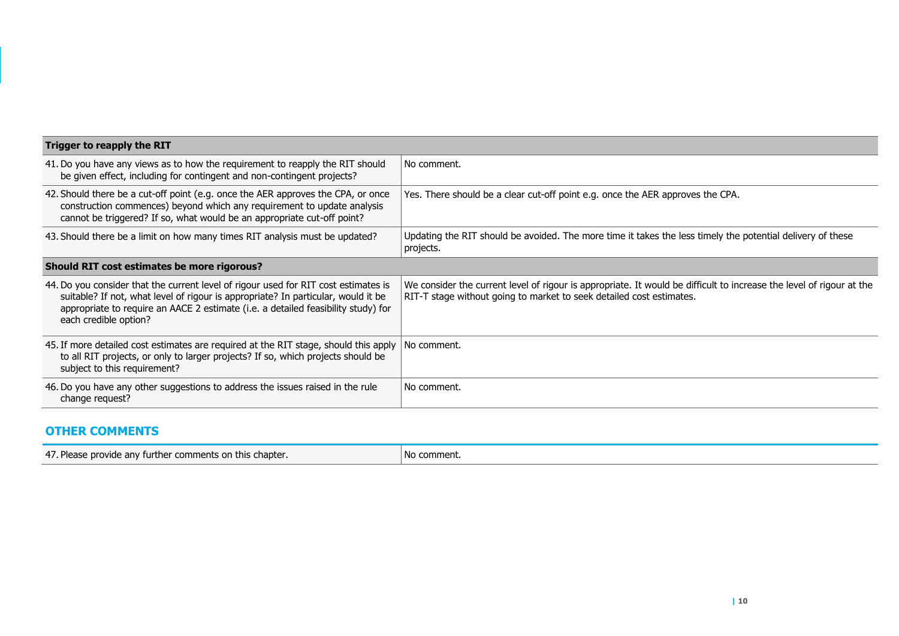| | |
|---|---|
| **Trigger to reapply the RIT** | |
| 41. Do you have any views as to how the requirement to reapply the RIT should be given effect, including for contingent and non-contingent projects? | No comment. |
| 42. Should there be a cut-off point (e.g. once the AER approves the CPA, or once construction commences) beyond which any requirement to update analysis cannot be triggered? If so, what would be an appropriate cut-off point? | Yes. There should be a clear cut-off point e.g. once the AER approves the CPA. |
| 43. Should there be a limit on how many times RIT analysis must be updated? | Updating the RIT should be avoided. The more time it takes the less timely the potential delivery of these projects. |
| **Should RIT cost estimates be more rigorous?** | |
| 44. Do you consider that the current level of rigour used for RIT cost estimates is suitable? If not, what level of rigour is appropriate? In particular, would it be appropriate to require an AACE 2 estimate (i.e. a detailed feasibility study) for each credible option? | We consider the current level of rigour is appropriate. It would be difficult to increase the level of rigour at the RIT-T stage without going to market to seek detailed cost estimates. |
| 45. If more detailed cost estimates are required at the RIT stage, should this apply to all RIT projects, or only to larger projects? If so, which projects should be subject to this requirement? | No comment. |
| 46. Do you have any other suggestions to address the issues raised in the rule change request? | No comment. |

## OTHER COMMENTS

| | |
|---|---|
| 47. Please provide any further comments on this chapter. | No comment. |